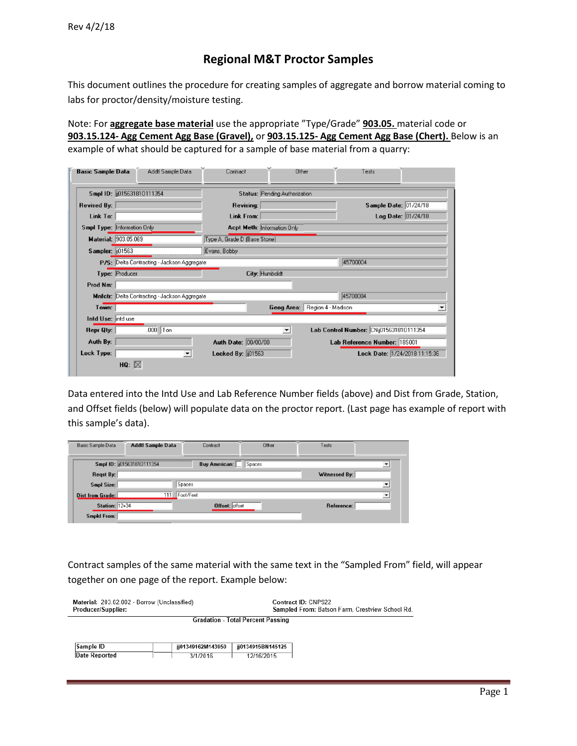# Regional M&T Proctor Samples

This document outlines the procedure for creating samples of aggregate and borrow material coming to labs for proctor/density/moisture testing.

Note: For **aggregate base material** use the appropriate "Type/Grade" **903.05.** material code or **903.15.124- Agg Cement Agg Base (Gravel),** or **903.15.125- Agg Cement Agg Base (Chert).** Below is an example of what should be captured for a sample of base material from a quarry:

| Basic Sample Data | Addtl Sample Data | Contract | Other | Tests |
|---|---|---|---|---|

| Field | Value | Field | Value | Field | Value |
|---|---|---|---|---|---|
| Smpl ID: | jj015631810111354 | Status: | Pending Authorization | | |
| Revised By: | | Revising: | | Sample Date: | 01/24/18 |
| Link To: | | Link From: | | Log Date: | 01/24/18 |
| Smpl Type: | Information Only | Acpt Meth: | Information Only | | |
| Material: | 903.05.069 | | Type A, Grade D (Base Stone) | | |
| Sampler: | jj01563 | | Evans, Bobby | | |
| P/S: | Delta Contracting - Jackson Aggregate | | | | 45700004 |
| Type: | Producer | City: | Humboldt | | |
| Prod Nm: | | | | | |
| Mnfctr: | Delta Contracting - Jackson Aggregate | | | | 45700004 |
| Town: | | Geog Area: | Region 4 - Madison | | |
| Intd Use: | intd use | | | | |
| Repr Qty: | .000 Ton | | | Lab Control Number: | CNjj015631810111354 |
| Auth By: | | Auth Date: | 00/00/00 | Lab Reference Number: | 18S001 |
| Lock Type: | | Locked By: | jj01563 | Lock Date: | 1/24/2018 11:15:36 |
| HQ: | ☒ | | | | |

Data entered into the Intd Use and Lab Reference Number fields (above) and Dist from Grade, Station, and Offset fields (below) will populate data on the proctor report. (Last page has example of report with this sample's data).

| Basic Sample Data | Addtl Sample Data | Contract | Other | Tests |
|---|---|---|---|---|

| Field | Value | Field | Value | Field | Value |
|---|---|---|---|---|---|
| Smpl ID: | jj015631810111354 | Buy American: | Spaces | | |
| Reqst By: | | | | Witnessed By: | |
| Smpl Size: | | Spaces | | | |
| Dist from Grade: | 111 | Foot/Feet | | | |
| Station: | 12+34 | Offset: | offset | Reference: | |
| Smpld From: | | | | | |

Contract samples of the same material with the same text in the "Sampled From" field, will appear together on one page of the report. Example below:

**Material:** 203.02.002 - Borrow (Unclassified)
**Producer/Supplier:**

**Contract ID:** CNP922
**Sampled From:** Batson Farm, Crestview School Rd.

Gradation - Total Percent Passing

| Sample ID | | jj01349162M143950 | jj0134915BN145125 |
|---|---|---|---|
| Date Reported | | 3/1/2016 | 12/16/2015 |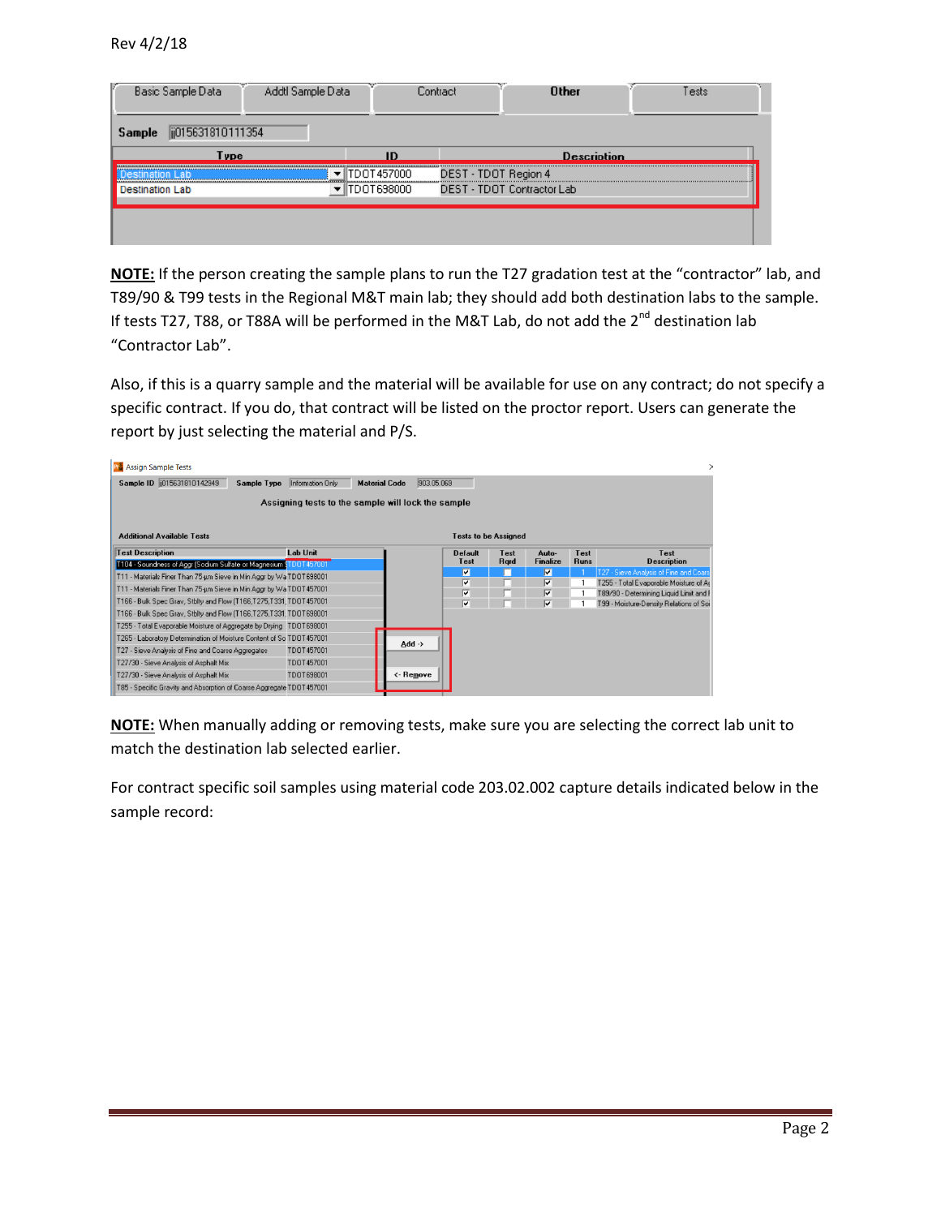Rev 4/2/18

| Basic Sample Data | Addtl Sample Data | Contract | Other | Tests |
|---|---|---|---|---|

**Sample** jj015631810111354

| Type | ID | Description |
|---|---|---|
| Destination Lab | TDOT457000 | DEST - TDOT Region 4 |
| Destination Lab | TDOT698000 | DEST - TDOT Contractor Lab |

**NOTE:** If the person creating the sample plans to run the T27 gradation test at the "contractor" lab, and T89/90 & T99 tests in the Regional M&T main lab; they should add both destination labs to the sample. If tests T27, T88, or T88A will be performed in the M&T Lab, do not add the 2nd destination lab "Contractor Lab".

Also, if this is a quarry sample and the material will be available for use on any contract; do not specify a specific contract. If you do, that contract will be listed on the proctor report. Users can generate the report by just selecting the material and P/S.

Assign Sample Tests

**Sample ID** jj015631810142949 **Sample Type** Information Only **Material Code** 903.05.069

Assigning tests to the sample will lock the sample

**Additional Available Tests**

| Test Description | Lab Unit |
|---|---|
| T104 - Soundness of Aggr (Sodium Sulfate or Magnesium S | TDOT457001 |
| T11 - Materials Finer Than 75-µm Sieve in Min Aggr by Wa | TDOT698001 |
| T11 - Materials Finer Than 75-µm Sieve in Min Aggr by Wa | TDOT457001 |
| T166 - Bulk Spec Grav, Stblty and Flow (T166,T275,T331, | TDOT457001 |
| T166 - Bulk Spec Grav, Stblty and Flow (T166,T275,T331, | TDOT698001 |
| T255 - Total Evaporable Moisture of Aggregate by Drying | TDOT698001 |
| T265 - Laboratory Determination of Moisture Content of So | TDOT457001 |
| T27 - Sieve Analysis of Fine and Coarse Aggregates | TDOT457001 |
| T27/30 - Sieve Analysis of Asphalt Mix | TDOT457001 |
| T27/30 - Sieve Analysis of Asphalt Mix | TDOT698001 |
| T85 - Specific Gravity and Absorption of Coarse Aggregate | TDOT457001 |

Add ->

<- Remove

**Tests to be Assigned**

| Default Test | Test Rqrd | Auto-Finalize | Test Runs | Test Description |
|---|---|---|---|---|
| ✔ | | ✔ | 1 | T27 - Sieve Analysis of Fine and Coars |
| ✔ | | ✔ | 1 | T255 - Total Evaporable Moisture of A |
| ✔ | | ✔ | 1 | T89/90 - Determining Liquid Limit and I |
| ✔ | | ✔ | 1 | T99 - Moisture-Density Relations of Soi |

**NOTE:** When manually adding or removing tests, make sure you are selecting the correct lab unit to match the destination lab selected earlier.

For contract specific soil samples using material code 203.02.002 capture details indicated below in the sample record: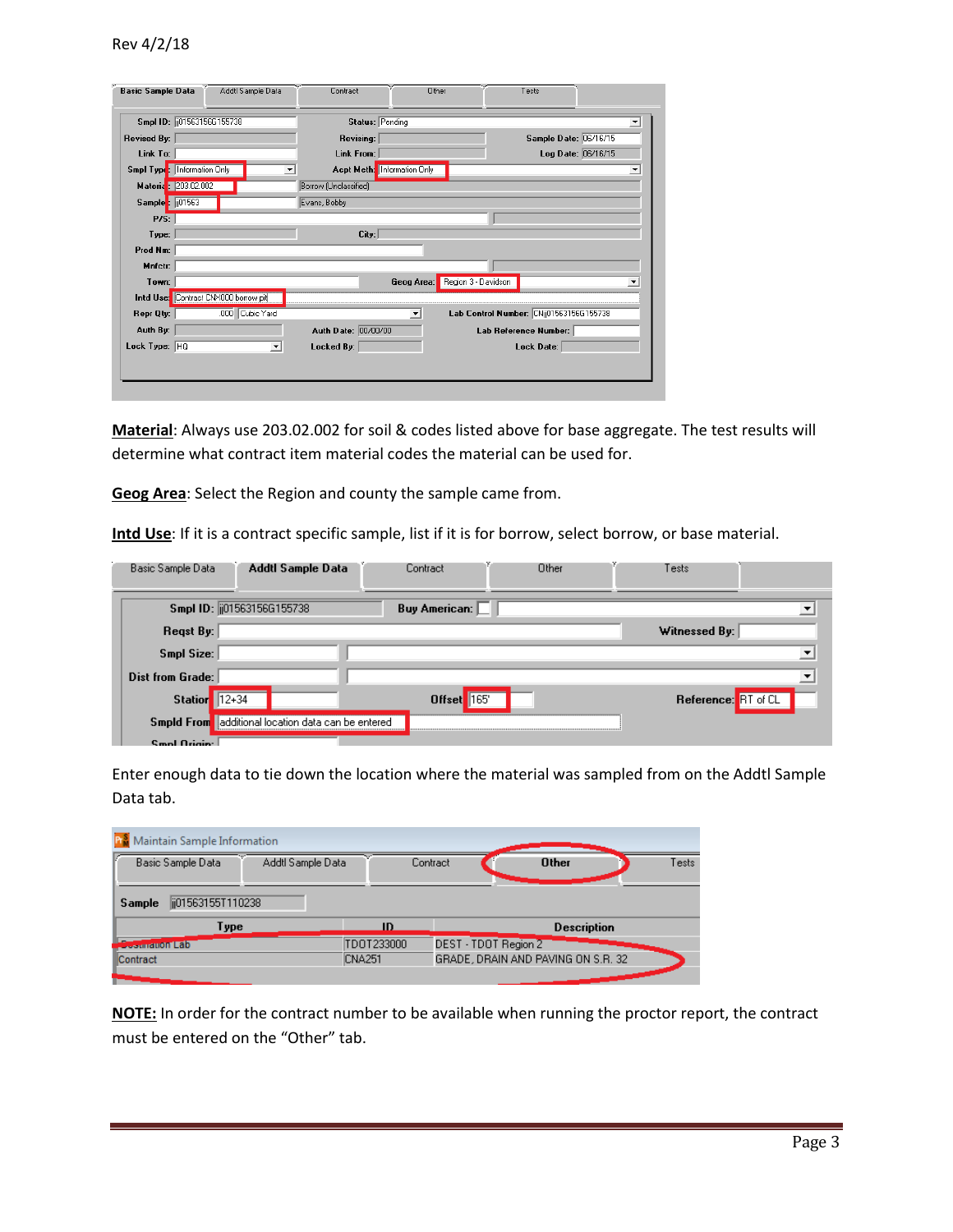**Material**: Always use 203.02.002 for soil & codes listed above for base aggregate. The test results will determine what contract item material codes the material can be used for.

**Geog Area**: Select the Region and county the sample came from.

**Intd Use**: If it is a contract specific sample, list if it is for borrow, select borrow, or base material.

Enter enough data to tie down the location where the material was sampled from on the Addtl Sample Data tab.

**NOTE:** In order for the contract number to be available when running the proctor report, the contract must be entered on the "Other" tab.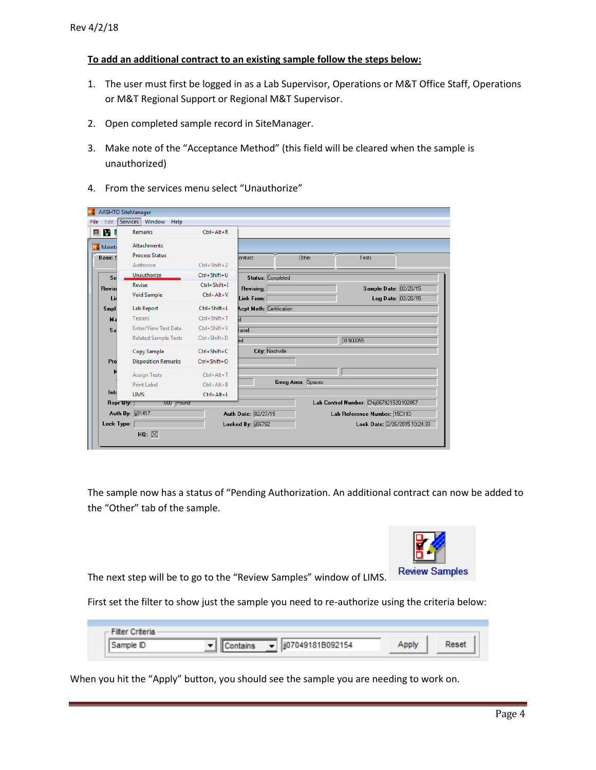**To add an additional contract to an existing sample follow the steps below:**

1. The user must first be logged in as a Lab Supervisor, Operations or M&T Office Staff, Operations or M&T Regional Support or Regional M&T Supervisor.
2. Open completed sample record in SiteManager.
3. Make note of the "Acceptance Method" (this field will be cleared when the sample is unauthorized)
4. From the services menu select "Unauthorize"

The sample now has a status of "Pending Authorization. An additional contract can now be added to the "Other" tab of the sample.

The next step will be to go to the "Review Samples" window of LIMS.

First set the filter to show just the sample you need to re-authorize using the criteria below:

When you hit the "Apply" button, you should see the sample you are needing to work on.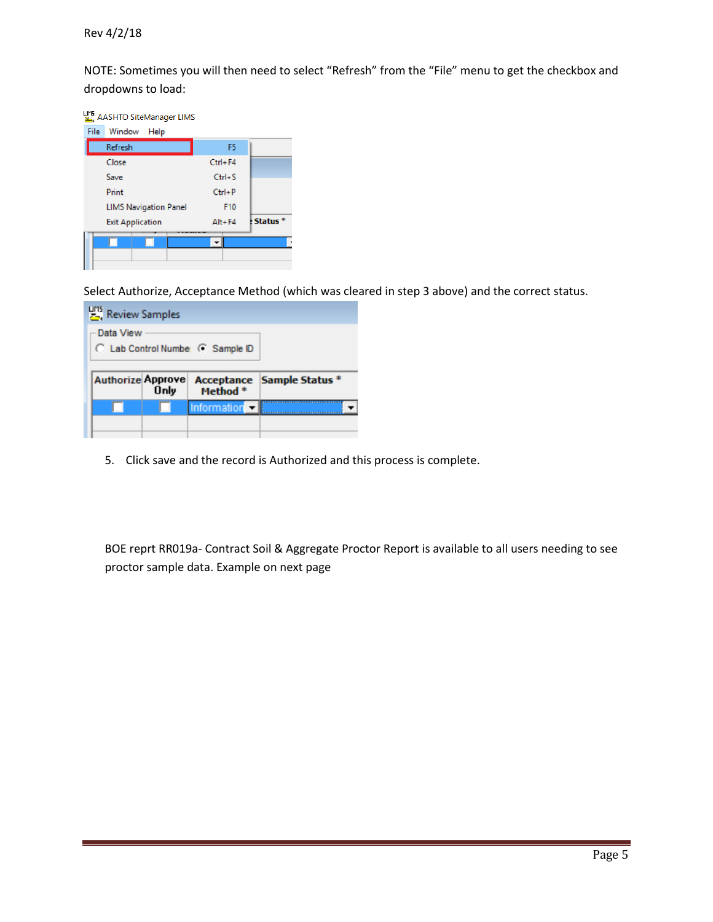NOTE: Sometimes you will then need to select "Refresh" from the "File" menu to get the checkbox and dropdowns to load:

Select Authorize, Acceptance Method (which was cleared in step 3 above) and the correct status.

5. Click save and the record is Authorized and this process is complete.

BOE reprt RR019a- Contract Soil & Aggregate Proctor Report is available to all users needing to see proctor sample data. Example on next page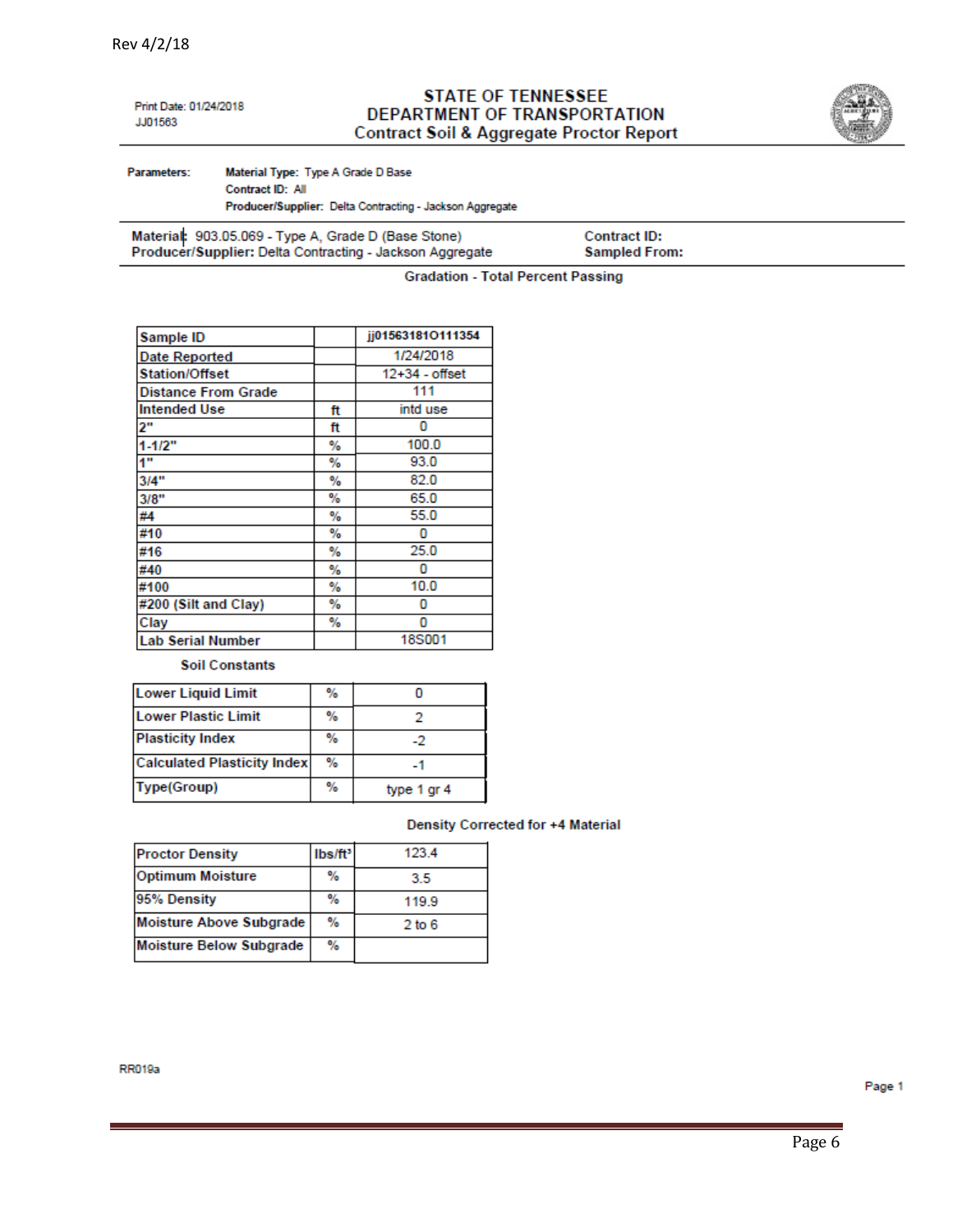Print Date: 01/24/2018
JJ01563

# STATE OF TENNESSEE
# DEPARTMENT OF TRANSPORTATION
## Contract Soil & Aggregate Proctor Report

**Parameters:** **Material Type:** Type A Grade D Base
**Contract ID:** All
**Producer/Supplier:** Delta Contracting - Jackson Aggregate

**Material:** 903.05.069 - Type A, Grade D (Base Stone)
**Producer/Supplier:** Delta Contracting - Jackson Aggregate

**Contract ID:**
**Sampled From:**

**Gradation - Total Percent Passing**

| Sample ID | | jj015631810111354 |
|---|---|---|
| Date Reported | | 1/24/2018 |
| Station/Offset | | 12+34 - offset |
| Distance From Grade | | 111 |
| Intended Use | ft | intd use |
| 2" | ft | 0 |
| 1-1/2" | % | 100.0 |
| 1" | % | 93.0 |
| 3/4" | % | 82.0 |
| 3/8" | % | 65.0 |
| #4 | % | 55.0 |
| #10 | % | 0 |
| #16 | % | 25.0 |
| #40 | % | 0 |
| #100 | % | 10.0 |
| #200 (Silt and Clay) | % | 0 |
| Clay | % | 0 |
| Lab Serial Number | | 18S001 |

**Soil Constants**

| | | |
|---|---|---|
| Lower Liquid Limit | % | 0 |
| Lower Plastic Limit | % | 2 |
| Plasticity Index | % | -2 |
| Calculated Plasticity Index | % | -1 |
| Type(Group) | % | type 1 gr 4 |

**Density Corrected for +4 Material**

| | | |
|---|---|---|
| Proctor Density | lbs/ft³ | 123.4 |
| Optimum Moisture | % | 3.5 |
| 95% Density | % | 119.9 |
| Moisture Above Subgrade | % | 2 to 6 |
| Moisture Below Subgrade | % | |

RR019a